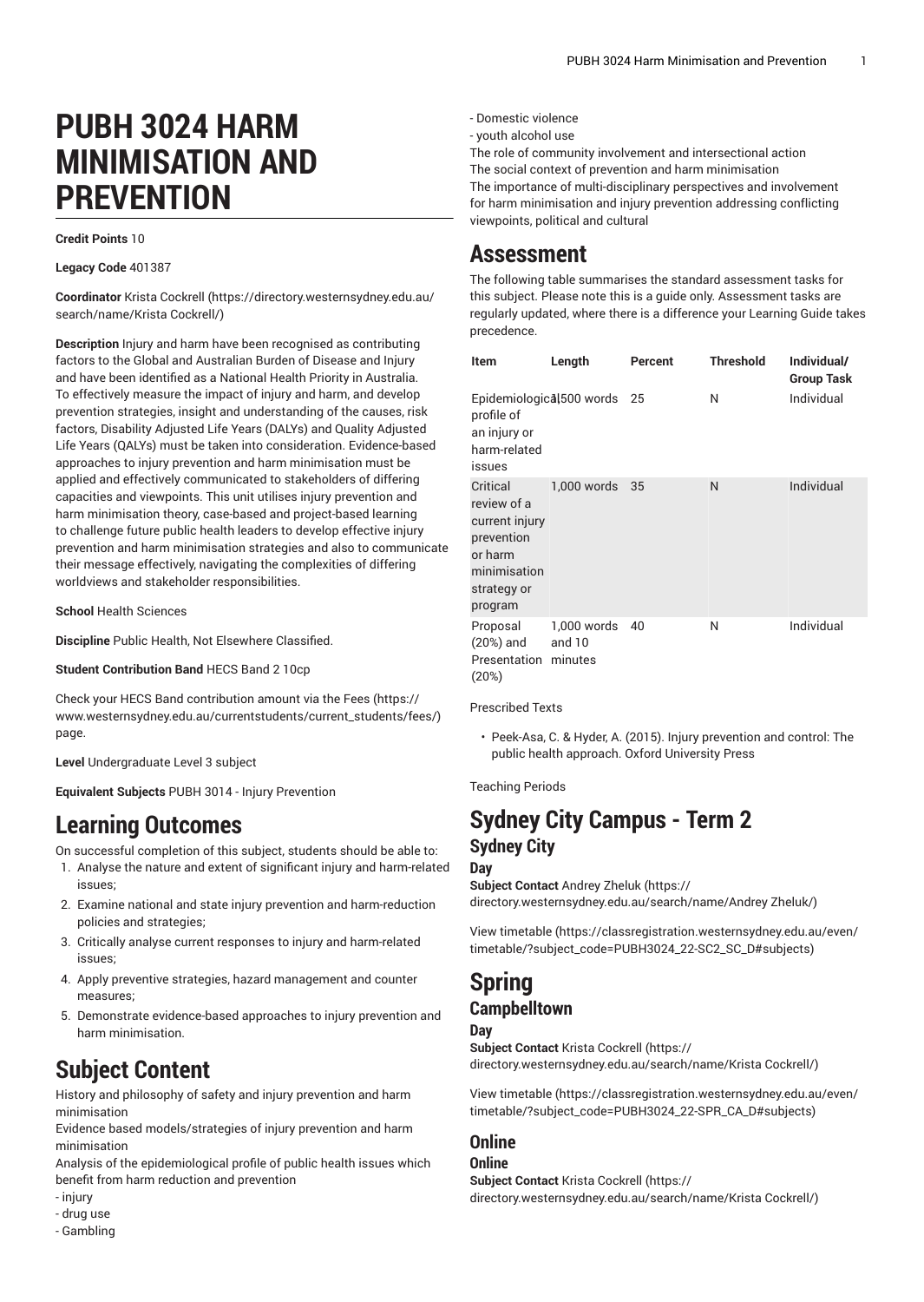# PUBH 3024 HARM MINIMISATION AND PREVENTION

**Credit Points** 10

**Legacy Code** 401387

**Coordinator** Krista Cockrell (https://directory.westernsydney.edu.au/search/name/Krista Cockrell/)

**Description** Injury and harm have been recognised as contributing factors to the Global and Australian Burden of Disease and Injury and have been identified as a National Health Priority in Australia. To effectively measure the impact of injury and harm, and develop prevention strategies, insight and understanding of the causes, risk factors, Disability Adjusted Life Years (DALYs) and Quality Adjusted Life Years (QALYs) must be taken into consideration. Evidence-based approaches to injury prevention and harm minimisation must be applied and effectively communicated to stakeholders of differing capacities and viewpoints. This unit utilises injury prevention and harm minimisation theory, case-based and project-based learning to challenge future public health leaders to develop effective injury prevention and harm minimisation strategies and also to communicate their message effectively, navigating the complexities of differing worldviews and stakeholder responsibilities.

**School** Health Sciences

**Discipline** Public Health, Not Elsewhere Classified.

**Student Contribution Band** HECS Band 2 10cp

Check your HECS Band contribution amount via the Fees (https://www.westernsydney.edu.au/currentstudents/current_students/fees/) page.

**Level** Undergraduate Level 3 subject

**Equivalent Subjects** PUBH 3014 - Injury Prevention

## Learning Outcomes

On successful completion of this subject, students should be able to:

1. Analyse the nature and extent of significant injury and harm-related issues;
2. Examine national and state injury prevention and harm-reduction policies and strategies;
3. Critically analyse current responses to injury and harm-related issues;
4. Apply preventive strategies, hazard management and counter measures;
5. Demonstrate evidence-based approaches to injury prevention and harm minimisation.

## Subject Content

History and philosophy of safety and injury prevention and harm minimisation
Evidence based models/strategies of injury prevention and harm minimisation
Analysis of the epidemiological profile of public health issues which benefit from harm reduction and prevention
- injury
- drug use
- Gambling
- Domestic violence
- youth alcohol use
The role of community involvement and intersectional action
The social context of prevention and harm minimisation
The importance of multi-disciplinary perspectives and involvement for harm minimisation and injury prevention addressing conflicting viewpoints, political and cultural

## Assessment

The following table summarises the standard assessment tasks for this subject. Please note this is a guide only. Assessment tasks are regularly updated, where there is a difference your Learning Guide takes precedence.

| Item | Length | Percent | Threshold | Individual/ Group Task |
|---|---|---|---|---|
| Epidemiological profile of an injury or harm-related issues | 1,500 words | 25 | N | Individual |
| Critical review of a current injury prevention or harm minimisation strategy or program | 1,000 words | 35 | N | Individual |
| Proposal (20%) and Presentation (20%) | 1,000 words and 10 minutes | 40 | N | Individual |

Prescribed Texts

- Peek-Asa, C. & Hyder, A. (2015). Injury prevention and control: The public health approach. Oxford University Press

Teaching Periods

## Sydney City Campus - Term 2

### Sydney City

#### Day

**Subject Contact** Andrey Zheluk (https://directory.westernsydney.edu.au/search/name/Andrey Zheluk/)

View timetable (https://classregistration.westernsydney.edu.au/even/timetable/?subject_code=PUBH3024_22-SC2_SC_D#subjects)

## Spring

### Campbelltown

#### Day

**Subject Contact** Krista Cockrell (https://directory.westernsydney.edu.au/search/name/Krista Cockrell/)

View timetable (https://classregistration.westernsydney.edu.au/even/timetable/?subject_code=PUBH3024_22-SPR_CA_D#subjects)

### Online

#### Online

**Subject Contact** Krista Cockrell (https://directory.westernsydney.edu.au/search/name/Krista Cockrell/)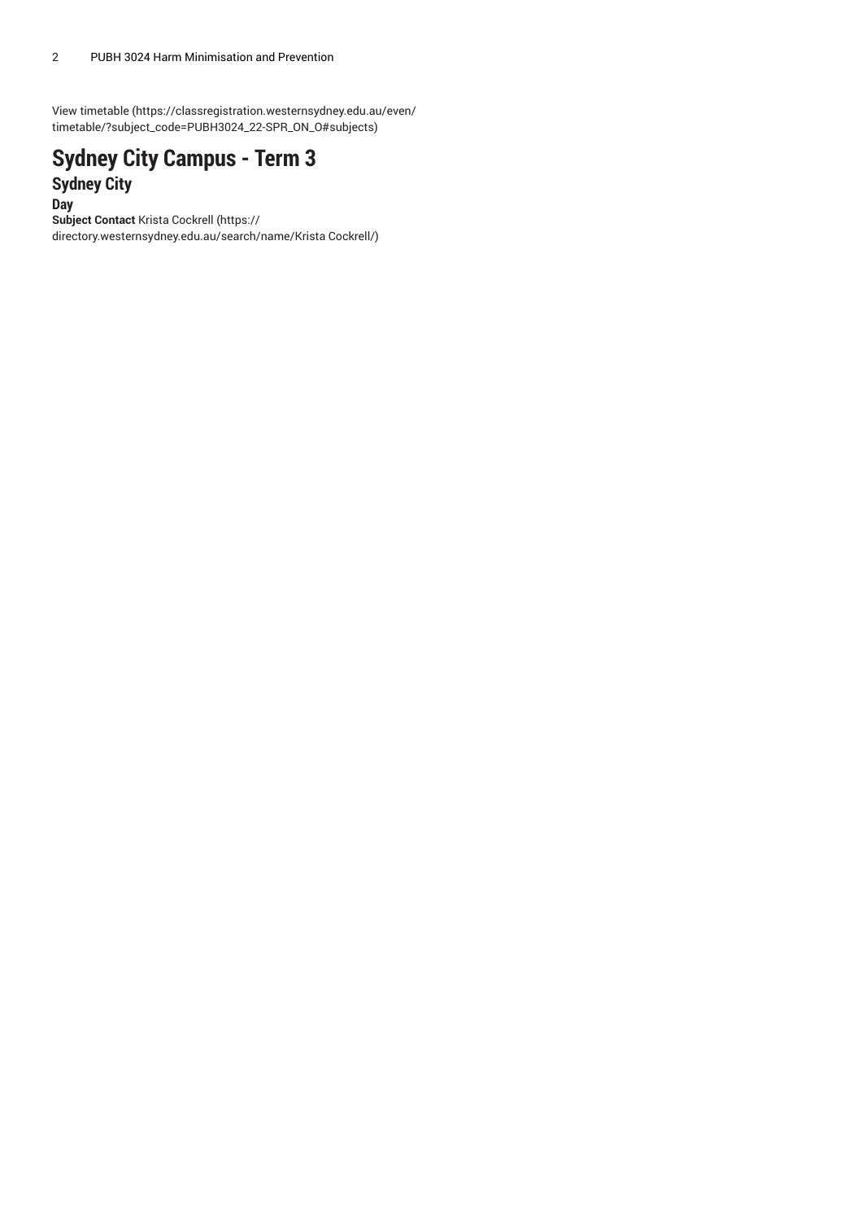View timetable (https://classregistration.westernsydney.edu.au/even/timetable/?subject_code=PUBH3024_22-SPR_ON_O#subjects)

## Sydney City Campus - Term 3

### Sydney City

#### Day

**Subject Contact** Krista Cockrell (https://directory.westernsydney.edu.au/search/name/Krista Cockrell/)